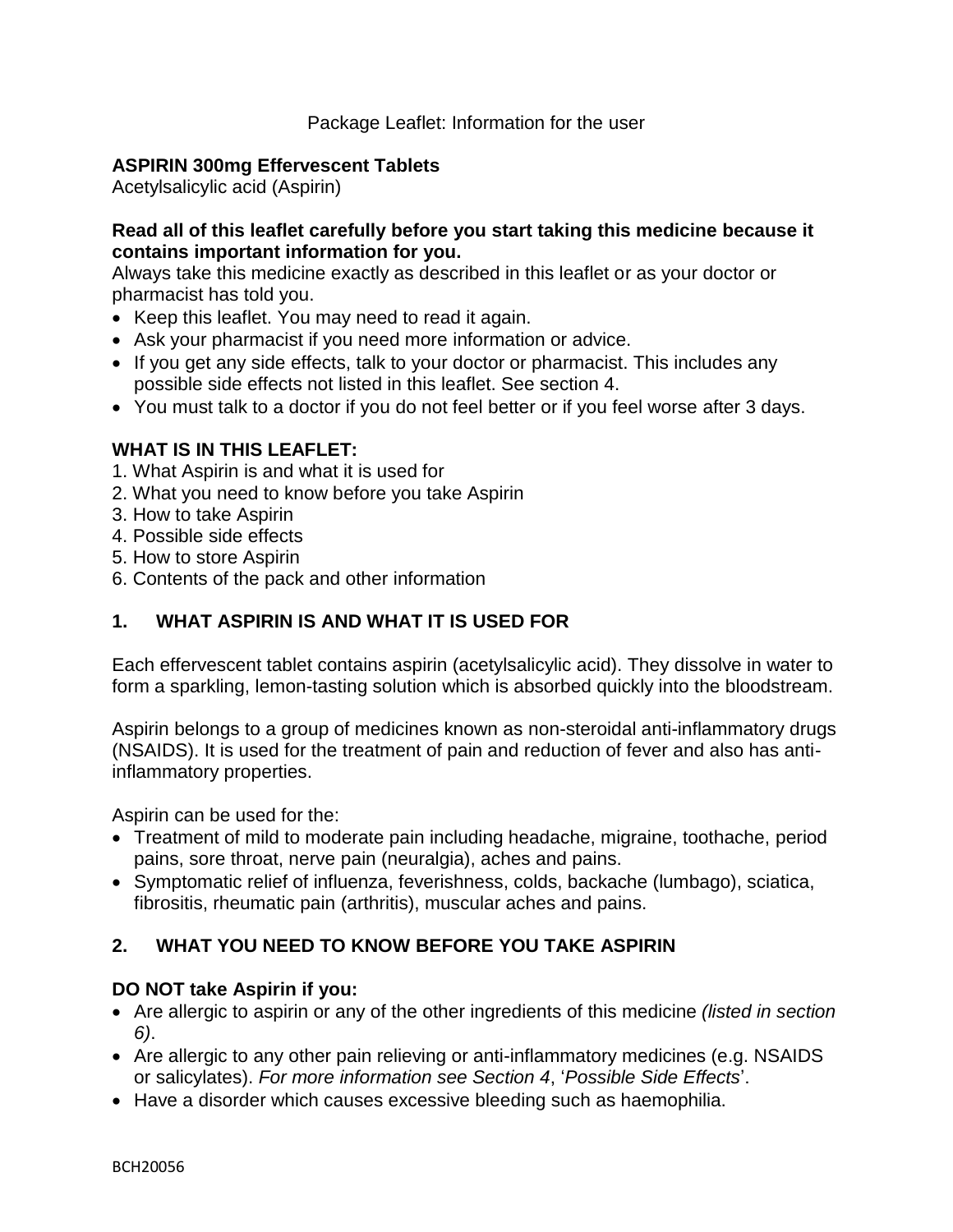Package Leaflet: Information for the user

**ASPIRIN 300mg Effervescent Tablets**
Acetylsalicylic acid (Aspirin)

**Read all of this leaflet carefully before you start taking this medicine because it contains important information for you.**
Always take this medicine exactly as described in this leaflet or as your doctor or pharmacist has told you.

- Keep this leaflet. You may need to read it again.
- Ask your pharmacist if you need more information or advice.
- If you get any side effects, talk to your doctor or pharmacist. This includes any possible side effects not listed in this leaflet. See section 4.
- You must talk to a doctor if you do not feel better or if you feel worse after 3 days.

**WHAT IS IN THIS LEAFLET:**

1. What Aspirin is and what it is used for
2. What you need to know before you take Aspirin
3. How to take Aspirin
4. Possible side effects
5. How to store Aspirin
6. Contents of the pack and other information

## 1. WHAT ASPIRIN IS AND WHAT IT IS USED FOR

Each effervescent tablet contains aspirin (acetylsalicylic acid). They dissolve in water to form a sparkling, lemon-tasting solution which is absorbed quickly into the bloodstream.

Aspirin belongs to a group of medicines known as non-steroidal anti-inflammatory drugs (NSAIDS). It is used for the treatment of pain and reduction of fever and also has anti-inflammatory properties.

Aspirin can be used for the:

- Treatment of mild to moderate pain including headache, migraine, toothache, period pains, sore throat, nerve pain (neuralgia), aches and pains.
- Symptomatic relief of influenza, feverishness, colds, backache (lumbago), sciatica, fibrositis, rheumatic pain (arthritis), muscular aches and pains.

## 2. WHAT YOU NEED TO KNOW BEFORE YOU TAKE ASPIRIN

**DO NOT take Aspirin if you:**

- Are allergic to aspirin or any of the other ingredients of this medicine *(listed in section 6)*.
- Are allergic to any other pain relieving or anti-inflammatory medicines (e.g. NSAIDS or salicylates). *For more information see Section 4*, '*Possible Side Effects*'.
- Have a disorder which causes excessive bleeding such as haemophilia.

BCH20056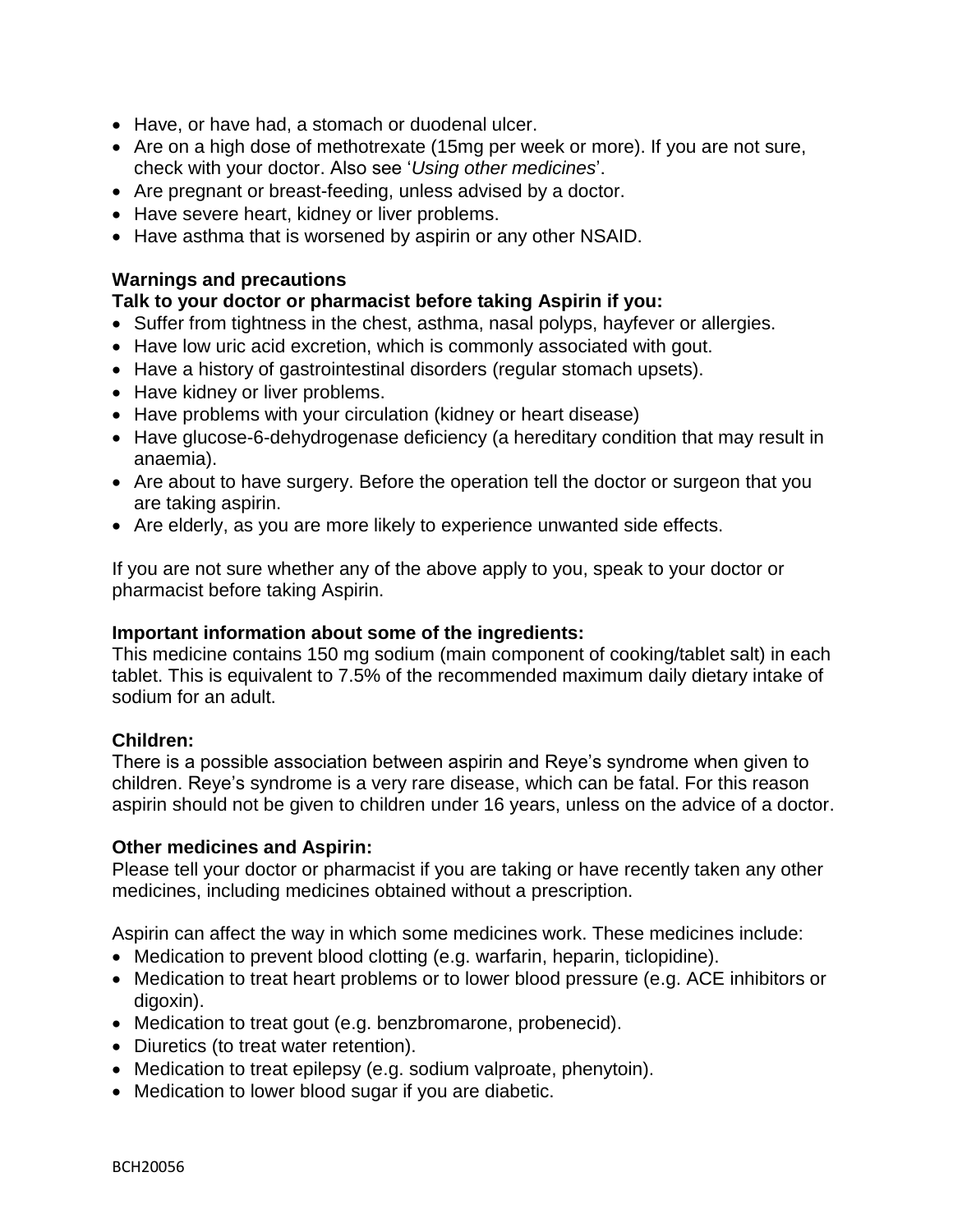- Have, or have had, a stomach or duodenal ulcer.
- Are on a high dose of methotrexate (15mg per week or more). If you are not sure, check with your doctor. Also see '*Using other medicines*'.
- Are pregnant or breast-feeding, unless advised by a doctor.
- Have severe heart, kidney or liver problems.
- Have asthma that is worsened by aspirin or any other NSAID.

**Warnings and precautions**

**Talk to your doctor or pharmacist before taking Aspirin if you:**

- Suffer from tightness in the chest, asthma, nasal polyps, hayfever or allergies.
- Have low uric acid excretion, which is commonly associated with gout.
- Have a history of gastrointestinal disorders (regular stomach upsets).
- Have kidney or liver problems.
- Have problems with your circulation (kidney or heart disease)
- Have glucose-6-dehydrogenase deficiency (a hereditary condition that may result in anaemia).
- Are about to have surgery. Before the operation tell the doctor or surgeon that you are taking aspirin.
- Are elderly, as you are more likely to experience unwanted side effects.

If you are not sure whether any of the above apply to you, speak to your doctor or pharmacist before taking Aspirin.

**Important information about some of the ingredients:**

This medicine contains 150 mg sodium (main component of cooking/tablet salt) in each tablet. This is equivalent to 7.5% of the recommended maximum daily dietary intake of sodium for an adult.

**Children:**

There is a possible association between aspirin and Reye's syndrome when given to children. Reye's syndrome is a very rare disease, which can be fatal. For this reason aspirin should not be given to children under 16 years, unless on the advice of a doctor.

**Other medicines and Aspirin:**

Please tell your doctor or pharmacist if you are taking or have recently taken any other medicines, including medicines obtained without a prescription.

Aspirin can affect the way in which some medicines work. These medicines include:

- Medication to prevent blood clotting (e.g. warfarin, heparin, ticlopidine).
- Medication to treat heart problems or to lower blood pressure (e.g. ACE inhibitors or digoxin).
- Medication to treat gout (e.g. benzbromarone, probenecid).
- Diuretics (to treat water retention).
- Medication to treat epilepsy (e.g. sodium valproate, phenytoin).
- Medication to lower blood sugar if you are diabetic.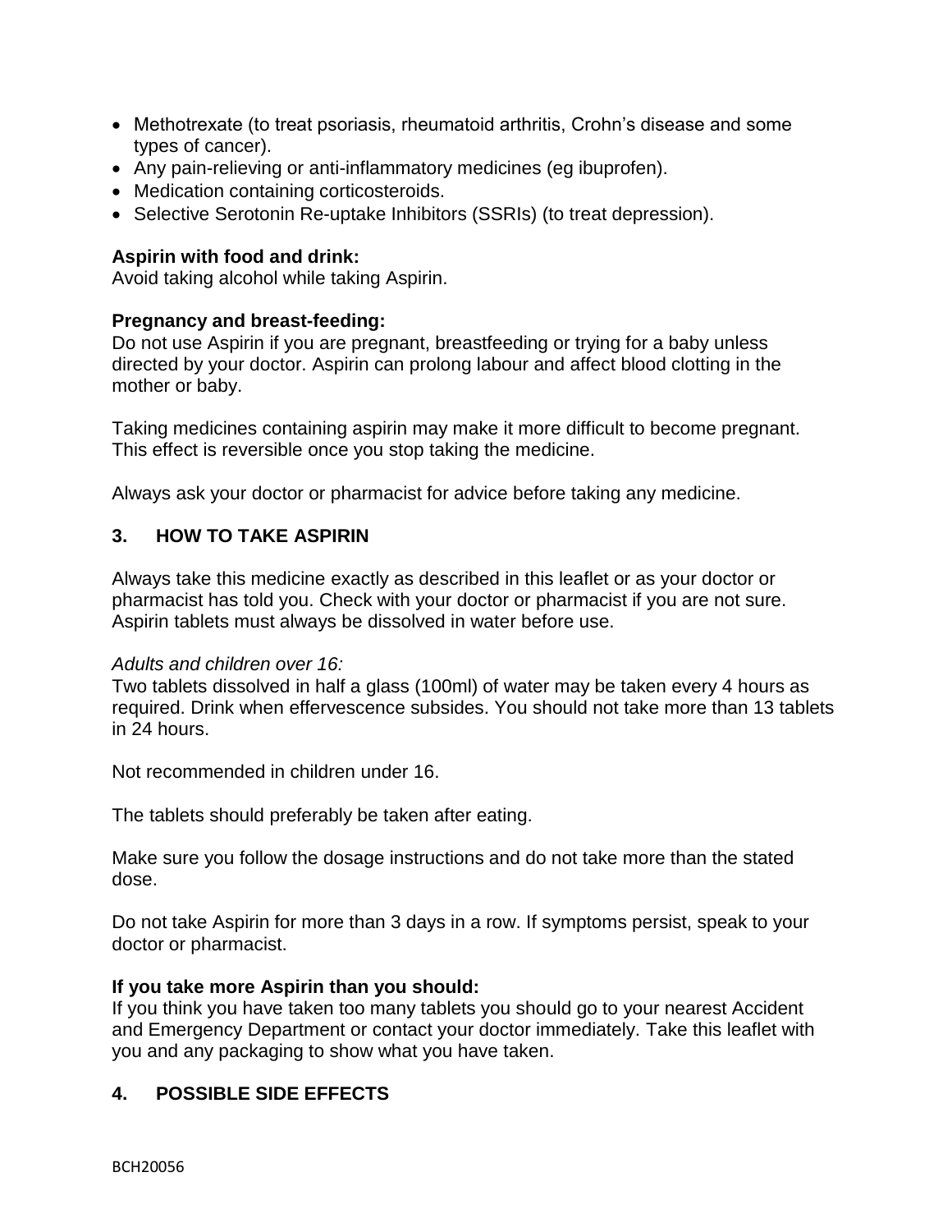- Methotrexate (to treat psoriasis, rheumatoid arthritis, Crohn's disease and some types of cancer).
- Any pain-relieving or anti-inflammatory medicines (eg ibuprofen).
- Medication containing corticosteroids.
- Selective Serotonin Re-uptake Inhibitors (SSRIs) (to treat depression).

**Aspirin with food and drink:**
Avoid taking alcohol while taking Aspirin.

**Pregnancy and breast-feeding:**
Do not use Aspirin if you are pregnant, breastfeeding or trying for a baby unless directed by your doctor. Aspirin can prolong labour and affect blood clotting in the mother or baby.

Taking medicines containing aspirin may make it more difficult to become pregnant. This effect is reversible once you stop taking the medicine.

Always ask your doctor or pharmacist for advice before taking any medicine.

## 3. HOW TO TAKE ASPIRIN

Always take this medicine exactly as described in this leaflet or as your doctor or pharmacist has told you. Check with your doctor or pharmacist if you are not sure. Aspirin tablets must always be dissolved in water before use.

*Adults and children over 16:*
Two tablets dissolved in half a glass (100ml) of water may be taken every 4 hours as required. Drink when effervescence subsides. You should not take more than 13 tablets in 24 hours.

Not recommended in children under 16.

The tablets should preferably be taken after eating.

Make sure you follow the dosage instructions and do not take more than the stated dose.

Do not take Aspirin for more than 3 days in a row. If symptoms persist, speak to your doctor or pharmacist.

**If you take more Aspirin than you should:**
If you think you have taken too many tablets you should go to your nearest Accident and Emergency Department or contact your doctor immediately. Take this leaflet with you and any packaging to show what you have taken.

## 4. POSSIBLE SIDE EFFECTS

BCH20056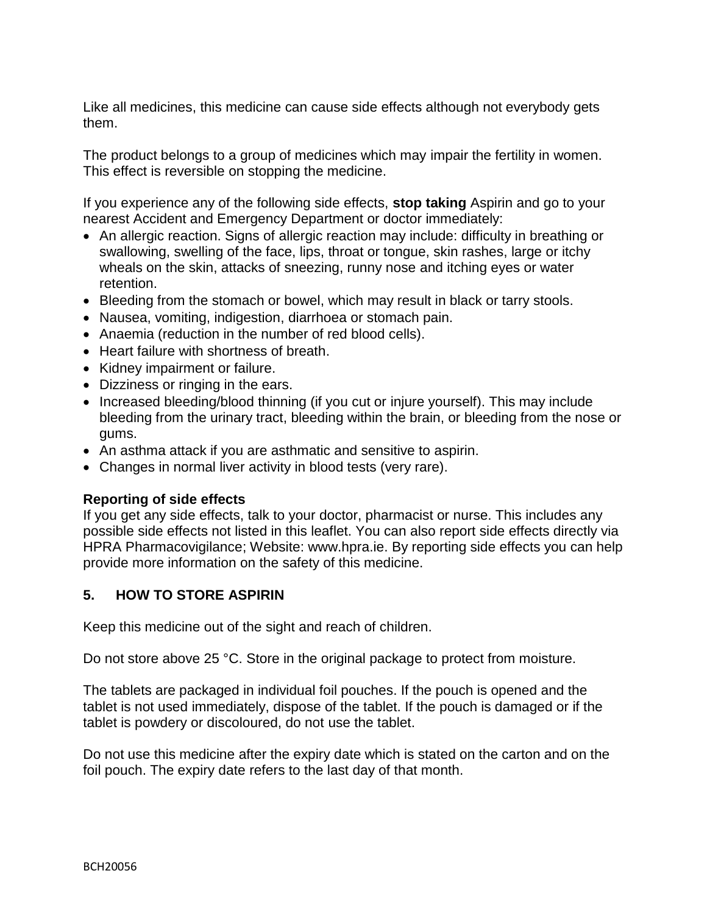Like all medicines, this medicine can cause side effects although not everybody gets them.

The product belongs to a group of medicines which may impair the fertility in women. This effect is reversible on stopping the medicine.

If you experience any of the following side effects, **stop taking** Aspirin and go to your nearest Accident and Emergency Department or doctor immediately:

- An allergic reaction. Signs of allergic reaction may include: difficulty in breathing or swallowing, swelling of the face, lips, throat or tongue, skin rashes, large or itchy wheals on the skin, attacks of sneezing, runny nose and itching eyes or water retention.
- Bleeding from the stomach or bowel, which may result in black or tarry stools.
- Nausea, vomiting, indigestion, diarrhoea or stomach pain.
- Anaemia (reduction in the number of red blood cells).
- Heart failure with shortness of breath.
- Kidney impairment or failure.
- Dizziness or ringing in the ears.
- Increased bleeding/blood thinning (if you cut or injure yourself). This may include bleeding from the urinary tract, bleeding within the brain, or bleeding from the nose or gums.
- An asthma attack if you are asthmatic and sensitive to aspirin.
- Changes in normal liver activity in blood tests (very rare).

**Reporting of side effects**

If you get any side effects, talk to your doctor, pharmacist or nurse. This includes any possible side effects not listed in this leaflet. You can also report side effects directly via HPRA Pharmacovigilance; Website: www.hpra.ie. By reporting side effects you can help provide more information on the safety of this medicine.

## 5. HOW TO STORE ASPIRIN

Keep this medicine out of the sight and reach of children.

Do not store above 25 °C. Store in the original package to protect from moisture.

The tablets are packaged in individual foil pouches. If the pouch is opened and the tablet is not used immediately, dispose of the tablet. If the pouch is damaged or if the tablet is powdery or discoloured, do not use the tablet.

Do not use this medicine after the expiry date which is stated on the carton and on the foil pouch. The expiry date refers to the last day of that month.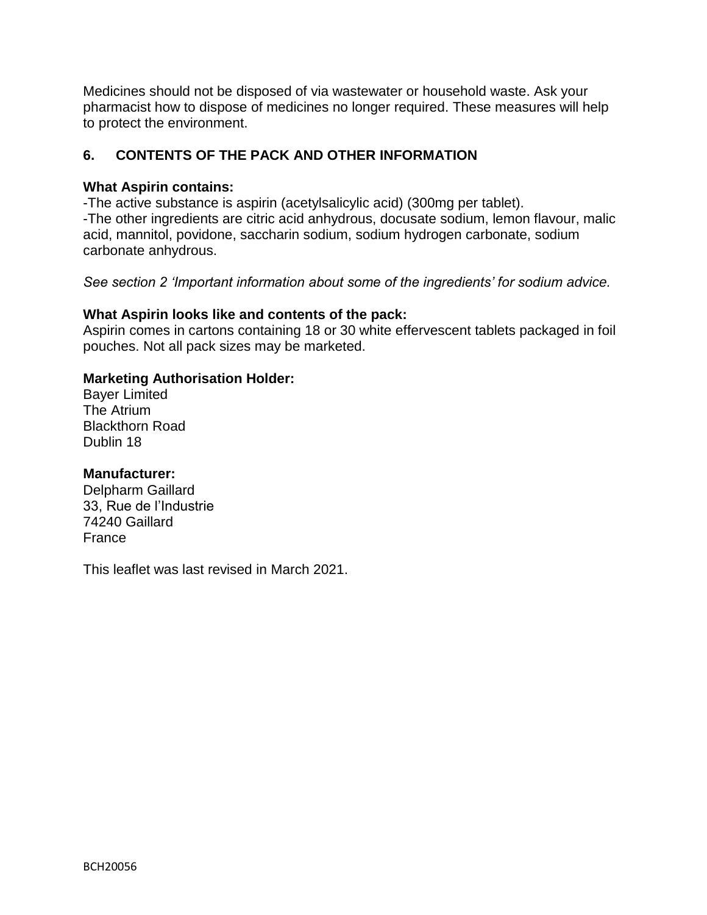Medicines should not be disposed of via wastewater or household waste. Ask your pharmacist how to dispose of medicines no longer required. These measures will help to protect the environment.

## 6. CONTENTS OF THE PACK AND OTHER INFORMATION

**What Aspirin contains:**

-The active substance is aspirin (acetylsalicylic acid) (300mg per tablet).
-The other ingredients are citric acid anhydrous, docusate sodium, lemon flavour, malic acid, mannitol, povidone, saccharin sodium, sodium hydrogen carbonate, sodium carbonate anhydrous.

*See section 2 'Important information about some of the ingredients' for sodium advice.*

**What Aspirin looks like and contents of the pack:**

Aspirin comes in cartons containing 18 or 30 white effervescent tablets packaged in foil pouches. Not all pack sizes may be marketed.

**Marketing Authorisation Holder:**

Bayer Limited
The Atrium
Blackthorn Road
Dublin 18

**Manufacturer:**

Delpharm Gaillard
33, Rue de l'Industrie
74240 Gaillard
France

This leaflet was last revised in March 2021.

BCH20056